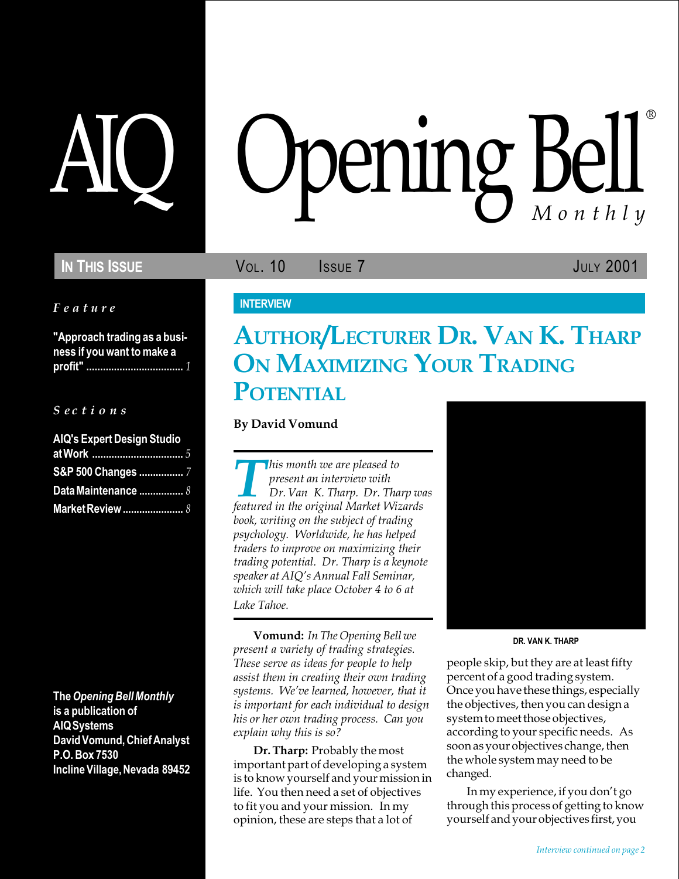# AIQ Opening Bell Monthly

**In This Issue**

*Feature*

"Approach trading as a business if you want to make a profit" .................. 1

*Sections*

AIQ's Expert Design Studio at Work .................. 5
S&P 500 Changes .................. 7
Data Maintenance .................. 8
Market Review .................. 8

The *Opening Bell Monthly* is a publication of
AIQ Systems
David Vomund, Chief Analyst
P.O. Box 7530
Incline Village, Nevada 89452

Vol. 10 Issue 7 July 2001

INTERVIEW

## Author/Lecturer Dr. Van K. Tharp On Maximizing Your Trading Potential

**By David Vomund**

*This month we are pleased to present an interview with Dr. Van K. Tharp. Dr. Tharp was featured in the original Market Wizards book, writing on the subject of trading psychology. Worldwide, he has helped traders to improve on maximizing their trading potential. Dr. Tharp is a keynote speaker at AIQ's Annual Fall Seminar, which will take place October 4 to 6 at Lake Tahoe.*

**Vomund:** *In The Opening Bell we present a variety of trading strategies. These serve as ideas for people to help assist them in creating their own trading systems. We've learned, however, that it is important for each individual to design his or her own trading process. Can you explain why this is so?*

**Dr. Tharp:** Probably the most important part of developing a system is to know yourself and your mission in life. You then need a set of objectives to fit you and your mission. In my opinion, these are steps that a lot of people skip, but they are at least fifty percent of a good trading system. Once you have these things, especially the objectives, then you can design a system to meet those objectives, according to your specific needs. As soon as your objectives change, then the whole system may need to be changed.

DR. VAN K. THARP

In my experience, if you don't go through this process of getting to know yourself and your objectives first, you

*Interview continued on page 2*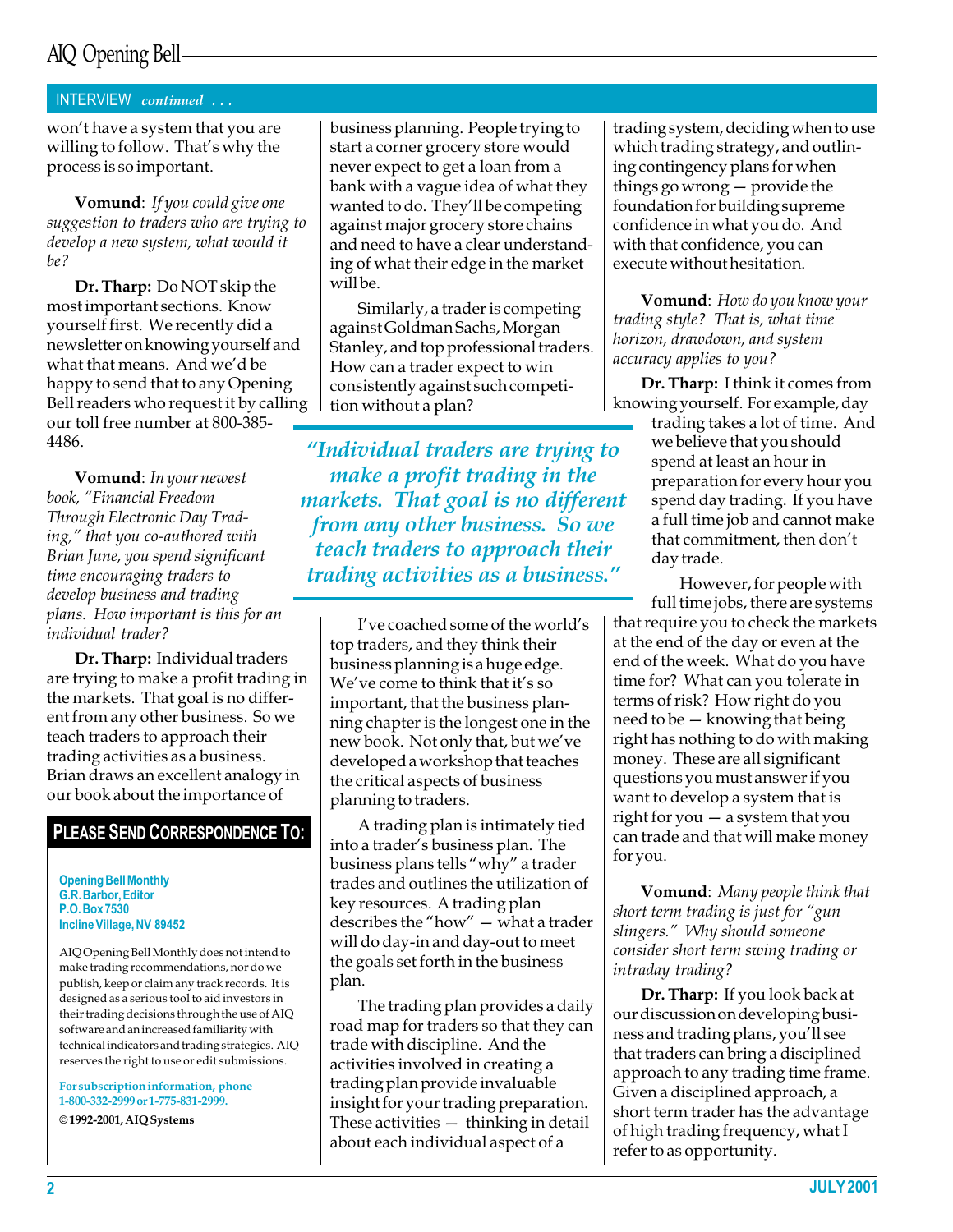## INTERVIEW *continued . . .*

won't have a system that you are willing to follow. That's why the process is so important.

**Vomund**: *If you could give one suggestion to traders who are trying to develop a new system, what would it be?*

**Dr. Tharp:** Do NOT skip the most important sections. Know yourself first. We recently did a newsletter on knowing yourself and what that means. And we'd be happy to send that to any Opening Bell readers who request it by calling our toll free number at 800-385-4486.

**Vomund**: *In your newest book, "Financial Freedom Through Electronic Day Trading," that you co-authored with Brian June, you spend significant time encouraging traders to develop business and trading plans. How important is this for an individual trader?*

**Dr. Tharp:** Individual traders are trying to make a profit trading in the markets. That goal is no different from any other business. So we teach traders to approach their trading activities as a business. Brian draws an excellent analogy in our book about the importance of business planning. People trying to start a corner grocery store would never expect to get a loan from a bank with a vague idea of what they wanted to do. They'll be competing against major grocery store chains and need to have a clear understanding of what their edge in the market will be.

Similarly, a trader is competing against Goldman Sachs, Morgan Stanley, and top professional traders. How can a trader expect to win consistently against such competition without a plan?

> *"Individual traders are trying to make a profit trading in the markets. That goal is no different from any other business. So we teach traders to approach their trading activities as a business."*

I've coached some of the world's top traders, and they think their business planning is a huge edge. We've come to think that it's so important, that the business planning chapter is the longest one in the new book. Not only that, but we've developed a workshop that teaches the critical aspects of business planning to traders.

A trading plan is intimately tied into a trader's business plan. The business plans tells "why" a trader trades and outlines the utilization of key resources. A trading plan describes the "how" — what a trader will do day-in and day-out to meet the goals set forth in the business plan.

The trading plan provides a daily road map for traders so that they can trade with discipline. And the activities involved in creating a trading plan provide invaluable insight for your trading preparation. These activities — thinking in detail about each individual aspect of a trading system, deciding when to use which trading strategy, and outlining contingency plans for when things go wrong — provide the foundation for building supreme confidence in what you do. And with that confidence, you can execute without hesitation.

**Vomund**: *How do you know your trading style? That is, what time horizon, drawdown, and system accuracy applies to you?*

**Dr. Tharp:** I think it comes from knowing yourself. For example, day trading takes a lot of time. And we believe that you should spend at least an hour in preparation for every hour you spend day trading. If you have a full time job and cannot make that commitment, then don't day trade.

However, for people with full time jobs, there are systems that require you to check the markets at the end of the day or even at the end of the week. What do you have time for? What can you tolerate in terms of risk? How right do you need to be — knowing that being right has nothing to do with making money. These are all significant questions you must answer if you want to develop a system that is right for you — a system that you can trade and that will make money for you.

**Vomund**: *Many people think that short term trading is just for "gun slingers." Why should someone consider short term swing trading or intraday trading?*

**Dr. Tharp:** If you look back at our discussion on developing business and trading plans, you'll see that traders can bring a disciplined approach to any trading time frame. Given a disciplined approach, a short term trader has the advantage of high trading frequency, what I refer to as opportunity.

---

### PLEASE SEND CORRESPONDENCE TO:

**Opening Bell Monthly**
**G.R. Barbor, Editor**
**P.O. Box 7530**
**Incline Village, NV 89452**

AIQ Opening Bell Monthly does not intend to make trading recommendations, nor do we publish, keep or claim any track records. It is designed as a serious tool to aid investors in their trading decisions through the use of AIQ software and an increased familiarity with technical indicators and trading strategies. AIQ reserves the right to use or edit submissions.

**For subscription information, phone 1-800-332-2999 or 1-775-831-2999.**

**© 1992-2001, AIQ Systems**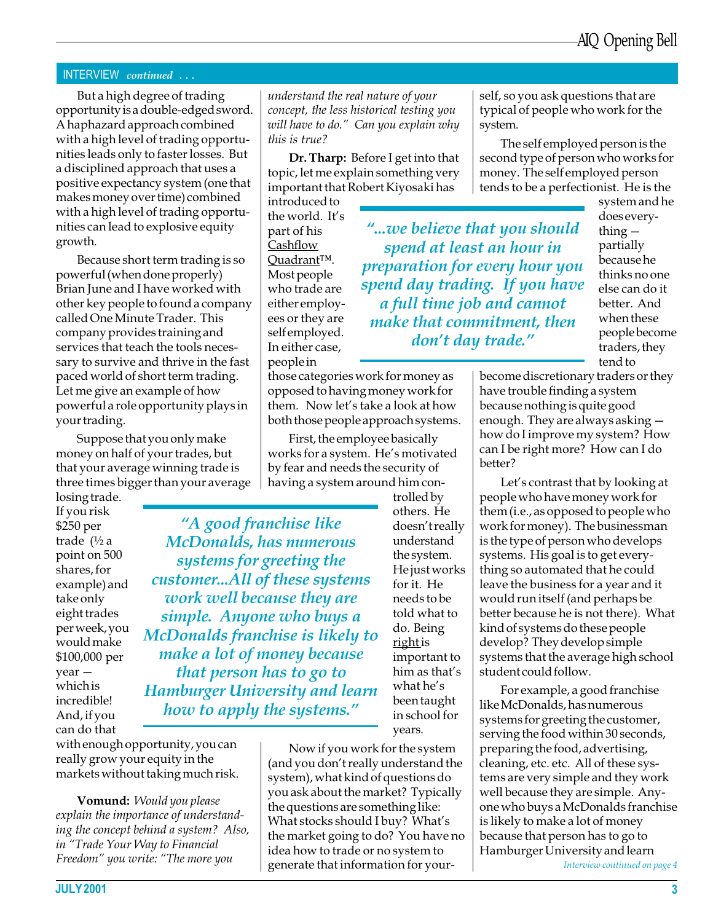INTERVIEW *continued . . .*

But a high degree of trading opportunity is a double-edged sword. A haphazard approach combined with a high level of trading opportunities leads only to faster losses. But a disciplined approach that uses a positive expectancy system (one that makes money over time) combined with a high level of trading opportunities can lead to explosive equity growth.

Because short term trading is so powerful (when done properly) Brian June and I have worked with other key people to found a company called One Minute Trader. This company provides training and services that teach the tools necessary to survive and thrive in the fast paced world of short term trading. Let me give an example of how powerful a role opportunity plays in your trading.

Suppose that you only make money on half of your trades, but that your average winning trade is three times bigger than your average losing trade. If you risk \$250 per trade (½ a point on 500 shares, for example) and take only eight trades per week, you would make \$100,000 per year — which is incredible! And, if you can do that with enough opportunity, you can really grow your equity in the markets without taking much risk.

> ***"A good franchise like McDonalds, has numerous systems for greeting the customer...All of these systems work well because they are simple. Anyone who buys a McDonalds franchise is likely to make a lot of money because that person has to go to Hamburger University and learn how to apply the systems."***

**Vomund:** *Would you please explain the importance of understanding the concept behind a system? Also, in "Trade Your Way to Financial Freedom" you write: "The more you understand the real nature of your concept, the less historical testing you will have to do." Can you explain why this is true?*

**Dr. Tharp:** Before I get into that topic, let me explain something very important that Robert Kiyosaki has introduced to the world. It's part of his Cashflow Quadrant™. Most people who trade are either employees or they are self employed. In either case, people in those categories work for money as opposed to having money work for them. Now let's take a look at how both those people approach systems.

> ***"...we believe that you should spend at least an hour in preparation for every hour you spend day trading. If you have a full time job and cannot make that commitment, then don't day trade."***

First, the employee basically works for a system. He's motivated by fear and needs the security of having a system around him controlled by others. He doesn't really understand the system. He just works for it. He needs to be told what to do. Being right is important to him as that's what he's been taught in school for years.

Now if you work for the system (and you don't really understand the system), what kind of questions do you ask about the market? Typically the questions are something like: What stocks should I buy? What's the market going to do? You have no idea how to trade or no system to generate that information for yourself, so you ask questions that are typical of people who work for the system.

The self employed person is the second type of person who works for money. The self employed person tends to be a perfectionist. He is the system and he does everything — partially because he thinks no one else can do it better. And when these people become traders, they tend to become discretionary traders or they have trouble finding a system because nothing is quite good enough. They are always asking — how do I improve my system? How can I be right more? How can I do better?

Let's contrast that by looking at people who have money work for them (i.e., as opposed to people who work for money). The businessman is the type of person who develops systems. His goal is to get everything so automated that he could leave the business for a year and it would run itself (and perhaps be better because he is not there). What kind of systems do these people develop? They develop simple systems that the average high school student could follow.

For example, a good franchise like McDonalds, has numerous systems for greeting the customer, serving the food within 30 seconds, preparing the food, advertising, cleaning, etc. etc. All of these systems are very simple and they work well because they are simple. Anyone who buys a McDonalds franchise is likely to make a lot of money because that person has to go to Hamburger University and learn

*Interview continued on page 4*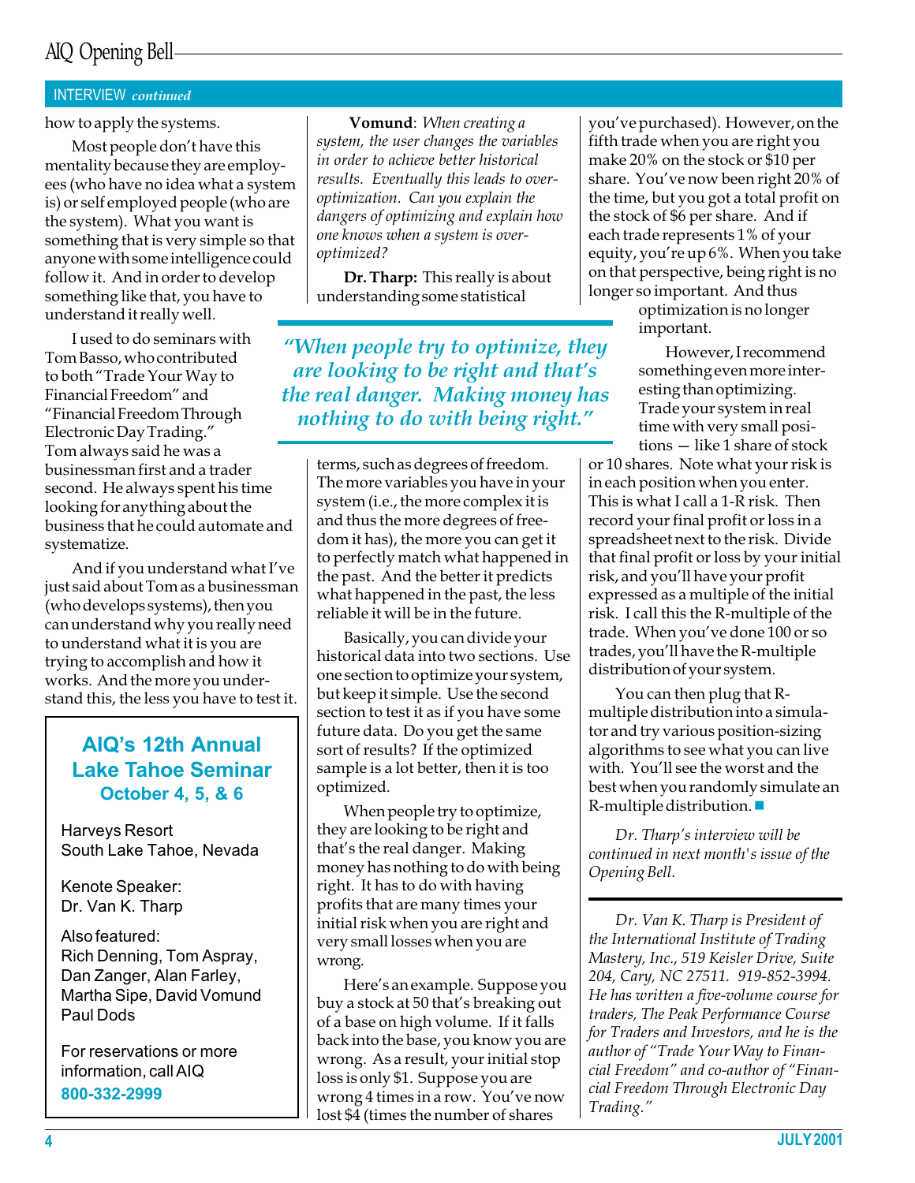## INTERVIEW *continued*

how to apply the systems.

Most people don't have this mentality because they are employees (who have no idea what a system is) or self employed people (who are the system). What you want is something that is very simple so that anyone with some intelligence could follow it. And in order to develop something like that, you have to understand it really well.

I used to do seminars with Tom Basso, who contributed to both "Trade Your Way to Financial Freedom" and "Financial Freedom Through Electronic Day Trading." Tom always said he was a businessman first and a trader second. He always spent his time looking for anything about the business that he could automate and systematize.

And if you understand what I've just said about Tom as a businessman (who develops systems), then you can understand why you really need to understand what it is you are trying to accomplish and how it works. And the more you understand this, the less you have to test it.

> **AIQ's 12th Annual Lake Tahoe Seminar**
> **October 4, 5, & 6**
>
> Harveys Resort
> South Lake Tahoe, Nevada
>
> Kenote Speaker:
> Dr. Van K. Tharp
>
> Also featured:
> Rich Denning, Tom Aspray, Dan Zanger, Alan Farley, Martha Sipe, David Vomund Paul Dods
>
> For reservations or more information, call AIQ
> **800-332-2999**

**Vomund**: *When creating a system, the user changes the variables in order to achieve better historical results. Eventually this leads to over-optimization. Can you explain the dangers of optimizing and explain how one knows when a system is over-optimized?*

**Dr. Tharp:** This really is about understanding some statistical terms, such as degrees of freedom. The more variables you have in your system (i.e., the more complex it is and thus the more degrees of freedom it has), the more you can get it to perfectly match what happened in the past. And the better it predicts what happened in the past, the less reliable it will be in the future.

> *"When people try to optimize, they are looking to be right and that's the real danger. Making money has nothing to do with being right."*

Basically, you can divide your historical data into two sections. Use one section to optimize your system, but keep it simple. Use the second section to test it as if you have some future data. Do you get the same sort of results? If the optimized sample is a lot better, then it is too optimized.

When people try to optimize, they are looking to be right and that's the real danger. Making money has nothing to do with being right. It has to do with having profits that are many times your initial risk when you are right and very small losses when you are wrong.

Here's an example. Suppose you buy a stock at 50 that's breaking out of a base on high volume. If it falls back into the base, you know you are wrong. As a result, your initial stop loss is only $1. Suppose you are wrong 4 times in a row. You've now lost $4 (times the number of shares you've purchased). However, on the fifth trade when you are right you make 20% on the stock or $10 per share. You've now been right 20% of the time, but you got a total profit on the stock of $6 per share. And if each trade represents 1% of your equity, you're up 6%. When you take on that perspective, being right is no longer so important. And thus optimization is no longer important.

However, I recommend something even more interesting than optimizing. Trade your system in real time with very small positions — like 1 share of stock or 10 shares. Note what your risk is in each position when you enter. This is what I call a 1-R risk. Then record your final profit or loss in a spreadsheet next to the risk. Divide that final profit or loss by your initial risk, and you'll have your profit expressed as a multiple of the initial risk. I call this the R-multiple of the trade. When you've done 100 or so trades, you'll have the R-multiple distribution of your system.

You can then plug that R-multiple distribution into a simulator and try various position-sizing algorithms to see what you can live with. You'll see the worst and the best when you randomly simulate an R-multiple distribution. ■

*Dr. Tharp's interview will be continued in next month's issue of the Opening Bell.*

---

*Dr. Van K. Tharp is President of the International Institute of Trading Mastery, Inc., 519 Keisler Drive, Suite 204, Cary, NC 27511. 919-852-3994. He has written a five-volume course for traders, The Peak Performance Course for Traders and Investors, and he is the author of "Trade Your Way to Financial Freedom" and co-author of "Financial Freedom Through Electronic Day Trading."*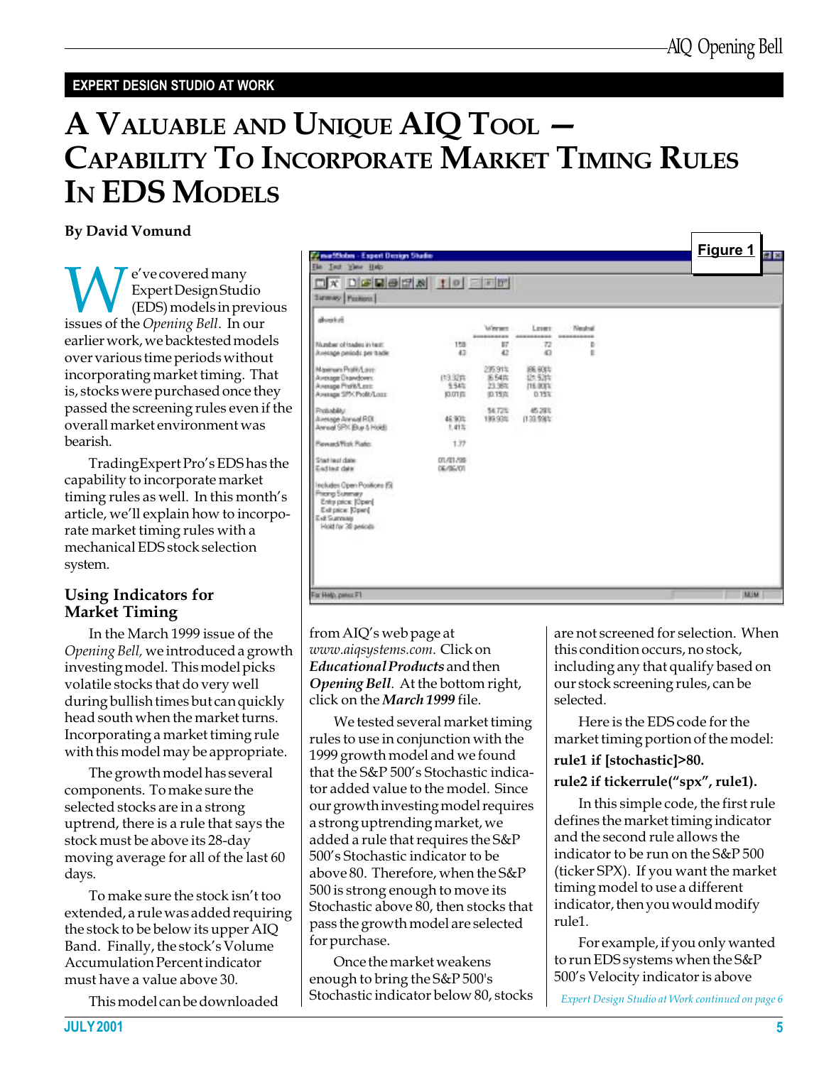EXPERT DESIGN STUDIO AT WORK

# A Valuable and Unique AIQ Tool — Capability To Incorporate Market Timing Rules In EDS Models

**By David Vomund**

We've covered many Expert Design Studio (EDS) models in previous issues of the *Opening Bell*. In our earlier work, we backtested models over various time periods without incorporating market timing. That is, stocks were purchased once they passed the screening rules even if the overall market environment was bearish.

TradingExpert Pro's EDS has the capability to incorporate market timing rules as well. In this month's article, we'll explain how to incorporate market timing rules with a mechanical EDS stock selection system.

## Using Indicators for Market Timing

In the March 1999 issue of the *Opening Bell,* we introduced a growth investing model. This model picks volatile stocks that do very well during bullish times but can quickly head south when the market turns. Incorporating a market timing rule with this model may be appropriate.

The growth model has several components. To make sure the selected stocks are in a strong uptrend, there is a rule that says the stock must be above its 28-day moving average for all of the last 60 days.

To make sure the stock isn't too extended, a rule was added requiring the stock to be below its upper AIQ Band. Finally, the stock's Volume Accumulation Percent indicator must have a value above 30.

This model can be downloaded from AIQ's web page at *www.aiqsystems.com*. Click on ***Educational Products*** and then ***Opening Bell***. At the bottom right, click on the ***March 1999*** file.

We tested several market timing rules to use in conjunction with the 1999 growth model and we found that the S&P 500's Stochastic indicator added value to the model. Since our growth investing model requires a strong uptrending market, we added a rule that requires the S&P 500's Stochastic indicator to be above 80. Therefore, when the S&P 500 is strong enough to move its Stochastic above 80, then stocks that pass the growth model are selected for purchase.

Once the market weakens enough to bring the S&P 500's Stochastic indicator below 80, stocks are not screened for selection. When this condition occurs, no stock, including any that qualify based on our stock screening rules, can be selected.

Here is the EDS code for the market timing portion of the model:

**rule1 if [stochastic]>80.**

**rule2 if tickerrule("spx", rule1).**

In this simple code, the first rule defines the market timing indicator and the second rule allows the indicator to be run on the S&P 500 (ticker SPX). If you want the market timing model to use a different indicator, then you would modify rule1.

For example, if you only wanted to run EDS systems when the S&P 500's Velocity indicator is above

**Figure 1**

| alltrades | | Winners | Losers | Neutral |
|---|---|---|---|---|
| Number of trades in test: | 159 | 87 | 72 | 0 |
| Average periods per trade: | 43 | 42 | 43 | 0 |
| Maximum Profit/Loss: | | 235.91% | (86.60)% | |
| Average Drawdown: | (13.32)% | (6.54)% | (21.53)% | |
| Average Profit/Loss: | 5.54% | 23.38% | (16.00)% | |
| Average SPX Profit/Loss: | (0.01)% | (0.15)% | 0.15% | |
| Probability: | | 54.72% | 45.28% | |
| Average Annual ROI: | 46.90% | 199.93% | (133.59)% | |
| Annual SPX (Buy & Hold): | 1.41% | | | |
| Reward/Risk Ratio: | 1.77 | | | |
| Start test date: | 01/01/98 | | | |
| End test date: | 06/06/01 | | | |

Includes Open Positions (5)
Pricing Summary
Entry price: [Open]
Exit price: [Open]
Exit Summary
Hold for 38 periods

*Expert Design Studio at Work continued on page 6*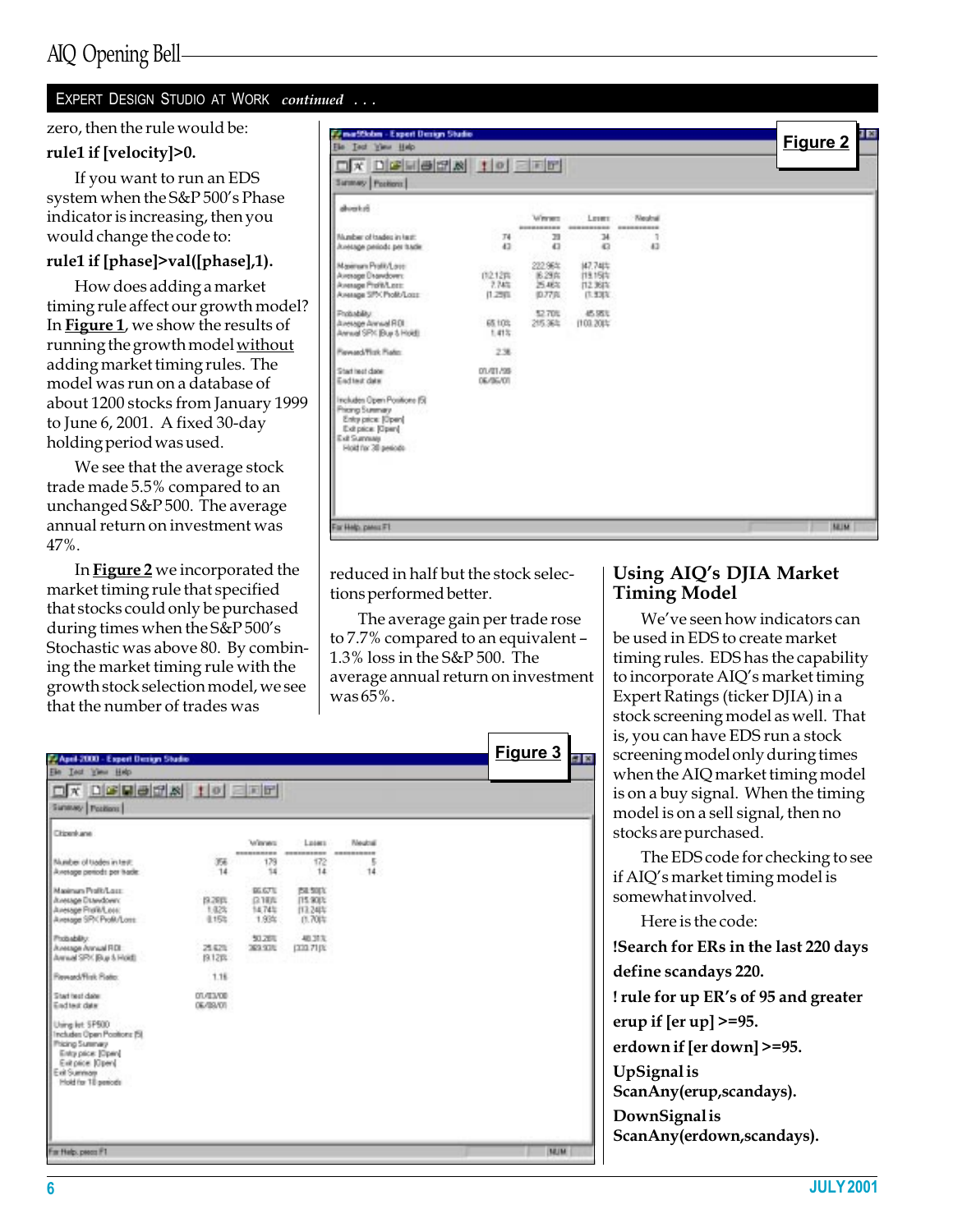## EXPERT DESIGN STUDIO AT WORK *continued* . . .

zero, then the rule would be:

**rule1 if [velocity]>0.**

If you want to run an EDS system when the S&P 500's Phase indicator is increasing, then you would change the code to:

**rule1 if [phase]>val([phase],1).**

How does adding a market timing rule affect our growth model? In **Figure 1**, we show the results of running the growth model without adding market timing rules. The model was run on a database of about 1200 stocks from January 1999 to June 6, 2001. A fixed 30-day holding period was used.

We see that the average stock trade made 5.5% compared to an unchanged S&P 500. The average annual return on investment was 47%.

In **Figure 2** we incorporated the market timing rule that specified that stocks could only be purchased during times when the S&P 500's Stochastic was above 80. By combining the market timing rule with the growth stock selection model, we see that the number of trades was reduced in half but the stock selections performed better.

The average gain per trade rose to 7.7% compared to an equivalent –1.3% loss in the S&P 500. The average annual return on investment was 65%.

**Figure 2**

| | | Winners | Losers | Neutral |
|---|---|---|---|---|
| Number of trades in test: | 74 | 39 | 34 | 1 |
| Average periods per trade: | 43 | 43 | 43 | 43 |
| Maximum Profit/Loss: | | 222.96% | (47.74)% | |
| Average Drawdown: | (12.12)% | (6.29)% | (18.15)% | |
| Average Profit/Loss: | 7.74% | 25.46% | (12.36)% | |
| Average SPX Profit/Loss: | (1.29)% | (0.77)% | (1.93)% | |
| Probability: | | 52.70% | 45.95% | |
| Average Annual ROI: | 65.10% | 215.36% | (103.20)% | |
| Annual SPX (Buy & Hold): | 1.41% | | | |
| Reward/Risk Ratio: | 2.36 | | | |
| Start test date: | 01/01/99 | | | |
| End test date: | 06/06/01 | | | |

Includes Open Positions (5)
Pricing Summary
Entry price: [Open]
Exit price: [Open]
Exit Summary
Hold for 30 periods

## Using AIQ's DJIA Market Timing Model

We've seen how indicators can be used in EDS to create market timing rules. EDS has the capability to incorporate AIQ's market timing Expert Ratings (ticker DJIA) in a stock screening model as well. That is, you can have EDS run a stock screening model only during times when the AIQ market timing model is on a buy signal. When the timing model is on a sell signal, then no stocks are purchased.

The EDS code for checking to see if AIQ's market timing model is somewhat involved.

Here is the code:

```
!Search for ERs in the last 220 days
define scandays 220.
! rule for up ER's of 95 and greater
erup if [er up] >=95.
erdown if [er down] >=95.
UpSignal is
ScanAny(erup,scandays).
DownSignal is
ScanAny(erdown,scandays).
```

**Figure 3**

| | | Winners | Losers | Neutral |
|---|---|---|---|---|
| Number of trades in test: | 356 | 179 | 172 | 5 |
| Average periods per trade: | 14 | 14 | 14 | 14 |
| Maximum Profit/Loss: | | 66.67% | (58.59)% | |
| Average Drawdown: | (9.28)% | (3.18)% | (15.90)% | |
| Average Profit/Loss: | 1.02% | 14.74% | (13.24)% | |
| Average SPX Profit/Loss: | 0.15% | 1.93% | (1.70)% | |
| Probability: | | 50.28% | 48.31% | |
| Average Annual ROI: | 25.62% | 369.93% | (333.71)% | |
| Annual SPX (Buy & Hold): | (9.12)% | | | |
| Reward/Risk Ratio: | 1.16 | | | |
| Start test date: | 01/03/00 | | | |
| End test date: | 06/08/01 | | | |

Using list: SP500
Includes Open Positions (5)
Pricing Summary
Entry price: [Open]
Exit price: [Open]
Exit Summary
Hold for 10 periods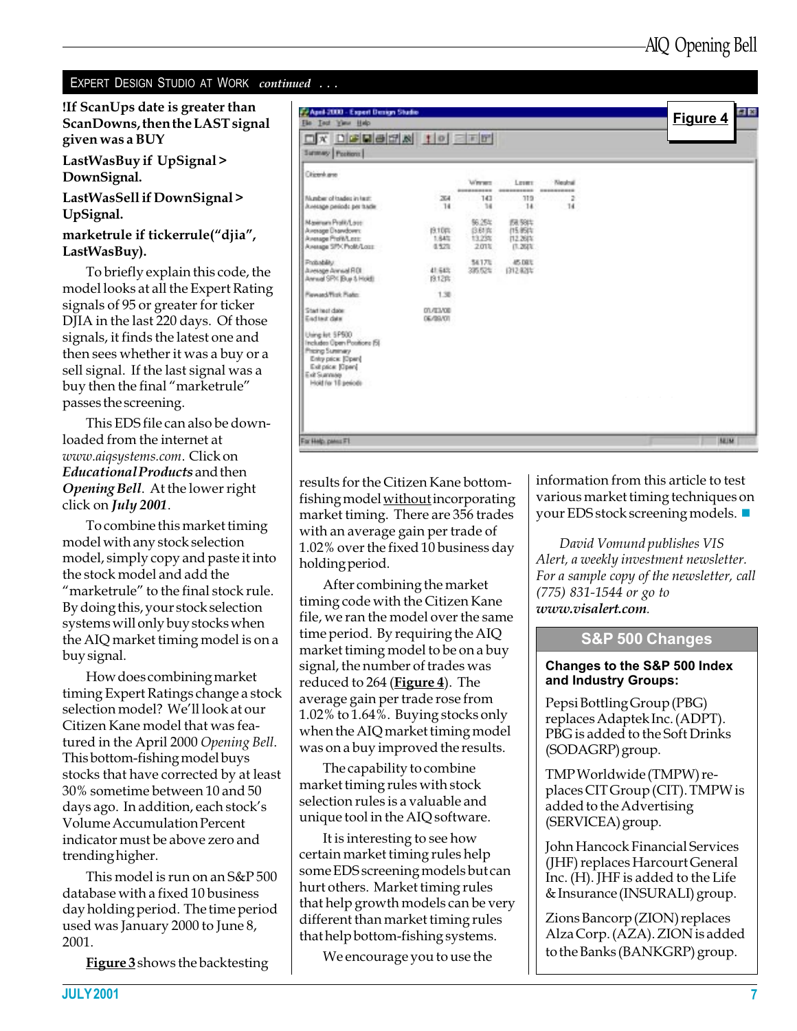EXPERT DESIGN STUDIO AT WORK *continued . . .*

**!If ScanUps date is greater than ScanDowns, then the LAST signal given was a BUY**

**LastWasBuy if UpSignal > DownSignal.**

**LastWasSell if DownSignal > UpSignal.**

**marketrule if tickerrule("djia", LastWasBuy).**

To briefly explain this code, the model looks at all the Expert Rating signals of 95 or greater for ticker DJIA in the last 220 days. Of those signals, it finds the latest one and then sees whether it was a buy or a sell signal. If the last signal was a buy then the final "marketrule" passes the screening.

This EDS file can also be downloaded from the internet at *www.aiqsystems.com*. Click on ***Educational Products*** and then ***Opening Bell***. At the lower right click on ***July 2001***.

To combine this market timing model with any stock selection model, simply copy and paste it into the stock model and add the "marketrule" to the final stock rule. By doing this, your stock selection systems will only buy stocks when the AIQ market timing model is on a buy signal.

How does combining market timing Expert Ratings change a stock selection model? We'll look at our Citizen Kane model that was featured in the April 2000 *Opening Bell*. This bottom-fishing model buys stocks that have corrected by at least 30% sometime between 10 and 50 days ago. In addition, each stock's Volume Accumulation Percent indicator must be above zero and trending higher.

This model is run on an S&P 500 database with a fixed 10 business day holding period. The time period used was January 2000 to June 8, 2001.

**Figure 3** shows the backtesting results for the Citizen Kane bottom-fishing model without incorporating market timing. There are 356 trades with an average gain per trade of 1.02% over the fixed 10 business day holding period.

**Figure 4**

| Citizen Kane | | Winners | Losers | Neutral |
|---|---|---|---|---|
| Number of trades in test: | 264 | 143 | 119 | 2 |
| Average periods per trade: | 14 | 14 | 14 | 14 |
| Maximum Profit/Loss: | | 56.25% | (58.59)% | |
| Average Drawdown: | (9.10)% | (3.61)% | (15.85)% | |
| Average Profit/Loss: | 1.64% | 13.23% | (12.26)% | |
| Average SPX Profit/Loss: | 0.52% | 2.01% | (1.26)% | |
| Probability: | | 54.17% | 45.08% | |
| Average Annual ROI: | 41.64% | 335.52% | (312.82)% | |
| Annual SPX (Buy & Hold): | (9.12)% | | | |
| Reward/Risk Ratio: | 1.38 | | | |
| Start test date: | 01/03/00 | | | |
| End test date: | 06/08/01 | | | |

Using list: SP500
Includes Open Positions (5)
Pricing Summary
Entry price: [Open]
Exit price: [Open]
Exit Summary
Hold for 10 periods

After combining the market timing code with the Citizen Kane file, we ran the model over the same time period. By requiring the AIQ market timing model to be on a buy signal, the number of trades was reduced to 264 (**Figure 4**). The average gain per trade rose from 1.02% to 1.64%. Buying stocks only when the AIQ market timing model was on a buy improved the results.

The capability to combine market timing rules with stock selection rules is a valuable and unique tool in the AIQ software.

It is interesting to see how certain market timing rules help some EDS screening models but can hurt others. Market timing rules that help growth models can be very different than market timing rules that help bottom-fishing systems.

We encourage you to use the information from this article to test various market timing techniques on your EDS stock screening models. ■

*David Vomund publishes VIS Alert, a weekly investment newsletter. For a sample copy of the newsletter, call (775) 831-1544 or go to **www.visalert.com**.*

## S&P 500 Changes

**Changes to the S&P 500 Index and Industry Groups:**

Pepsi Bottling Group (PBG) replaces Adaptek Inc. (ADPT). PBG is added to the Soft Drinks (SODAGRP) group.

TMP Worldwide (TMPW) replaces CIT Group (CIT). TMPW is added to the Advertising (SERVICEA) group.

John Hancock Financial Services (JHF) replaces Harcourt General Inc. (H). JHF is added to the Life & Insurance (INSURALI) group.

Zions Bancorp (ZION) replaces Alza Corp. (AZA). ZION is added to the Banks (BANKGRP) group.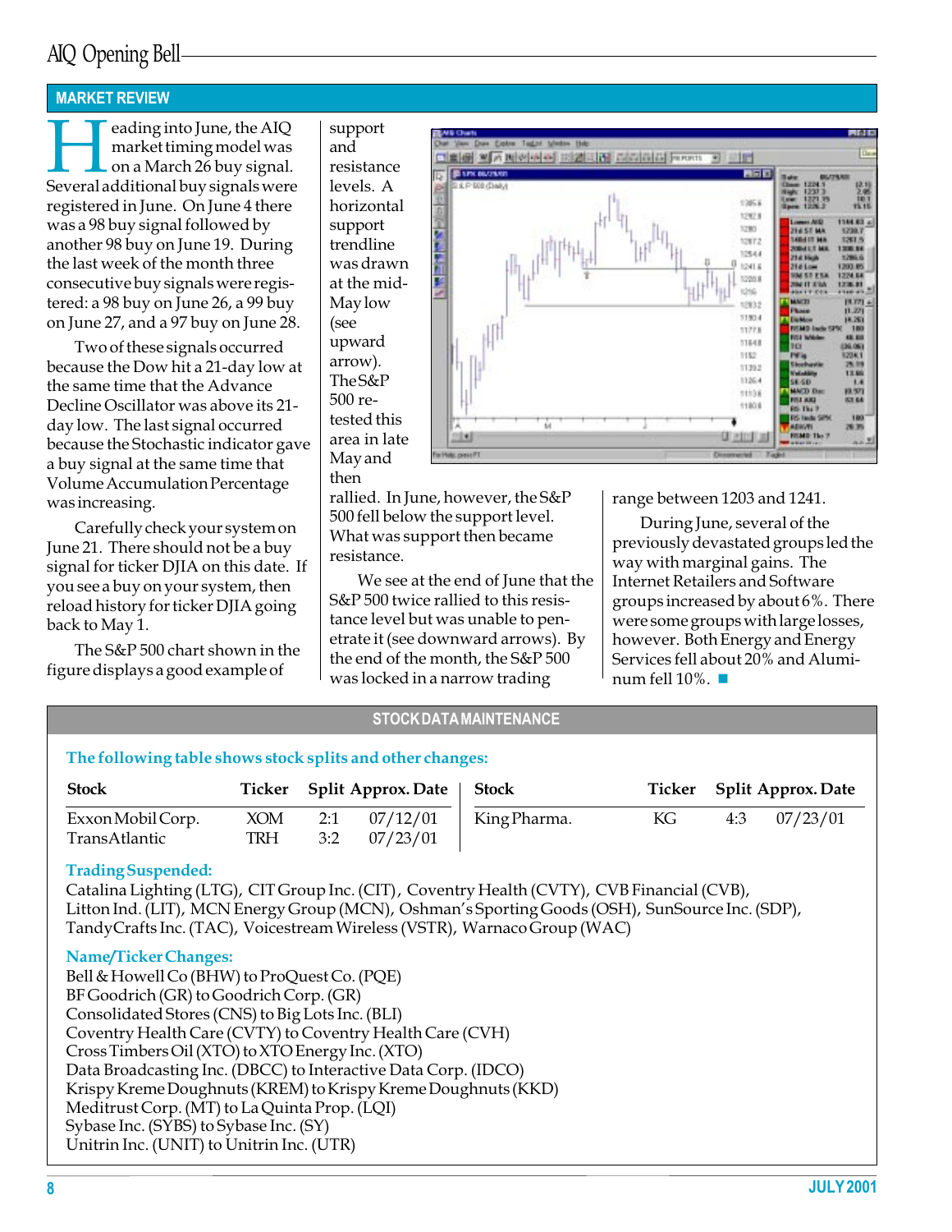## MARKET REVIEW

Heading into June, the AIQ market timing model was on a March 26 buy signal. Several additional buy signals were registered in June. On June 4 there was a 98 buy signal followed by another 98 buy on June 19. During the last week of the month three consecutive buy signals were registered: a 98 buy on June 26, a 99 buy on June 27, and a 97 buy on June 28.

Two of these signals occurred because the Dow hit a 21-day low at the same time that the Advance Decline Oscillator was above its 21-day low. The last signal occurred because the Stochastic indicator gave a buy signal at the same time that Volume Accumulation Percentage was increasing.

Carefully check your system on June 21. There should not be a buy signal for ticker DJIA on this date. If you see a buy on your system, then reload history for ticker DJIA going back to May 1.

The S&P 500 chart shown in the figure displays a good example of support and resistance levels. A horizontal support trendline was drawn at the mid-May low (see upward arrow). The S&P 500 retested this area in late May and then rallied. In June, however, the S&P 500 fell below the support level. What was support then became resistance.

We see at the end of June that the S&P 500 twice rallied to this resistance level but was unable to penetrate it (see downward arrows). By the end of the month, the S&P 500 was locked in a narrow trading range between 1203 and 1241.

During June, several of the previously devastated groups led the way with marginal gains. The Internet Retailers and Software groups increased by about 6%. There were some groups with large losses, however. Both Energy and Energy Services fell about 20% and Aluminum fell 10%. ■

## STOCK DATA MAINTENANCE

**The following table shows stock splits and other changes:**

| Stock | Ticker | Split | Approx. Date |
|---|---|---|---|
| Exxon Mobil Corp. | XOM | 2:1 | 07/12/01 |
| TransAtlantic | TRH | 3:2 | 07/23/01 |
| King Pharma. | KG | 4:3 | 07/23/01 |

**Trading Suspended:**

Catalina Lighting (LTG), CIT Group Inc. (CIT), Coventry Health (CVTY), CVB Financial (CVB), Litton Ind. (LIT), MCN Energy Group (MCN), Oshman's Sporting Goods (OSH), SunSource Inc. (SDP), TandyCrafts Inc. (TAC), Voicestream Wireless (VSTR), Warnaco Group (WAC)

**Name/Ticker Changes:**

Bell & Howell Co (BHW) to ProQuest Co. (PQE)
BF Goodrich (GR) to Goodrich Corp. (GR)
Consolidated Stores (CNS) to Big Lots Inc. (BLI)
Coventry Health Care (CVTY) to Coventry Health Care (CVH)
Cross Timbers Oil (XTO) to XTO Energy Inc. (XTO)
Data Broadcasting Inc. (DBCC) to Interactive Data Corp. (IDCO)
Krispy Kreme Doughnuts (KREM) to Krispy Kreme Doughnuts (KKD)
Meditrust Corp. (MT) to La Quinta Prop. (LQI)
Sybase Inc. (SYBS) to Sybase Inc. (SY)
Unitrin Inc. (UNIT) to Unitrin Inc. (UTR)